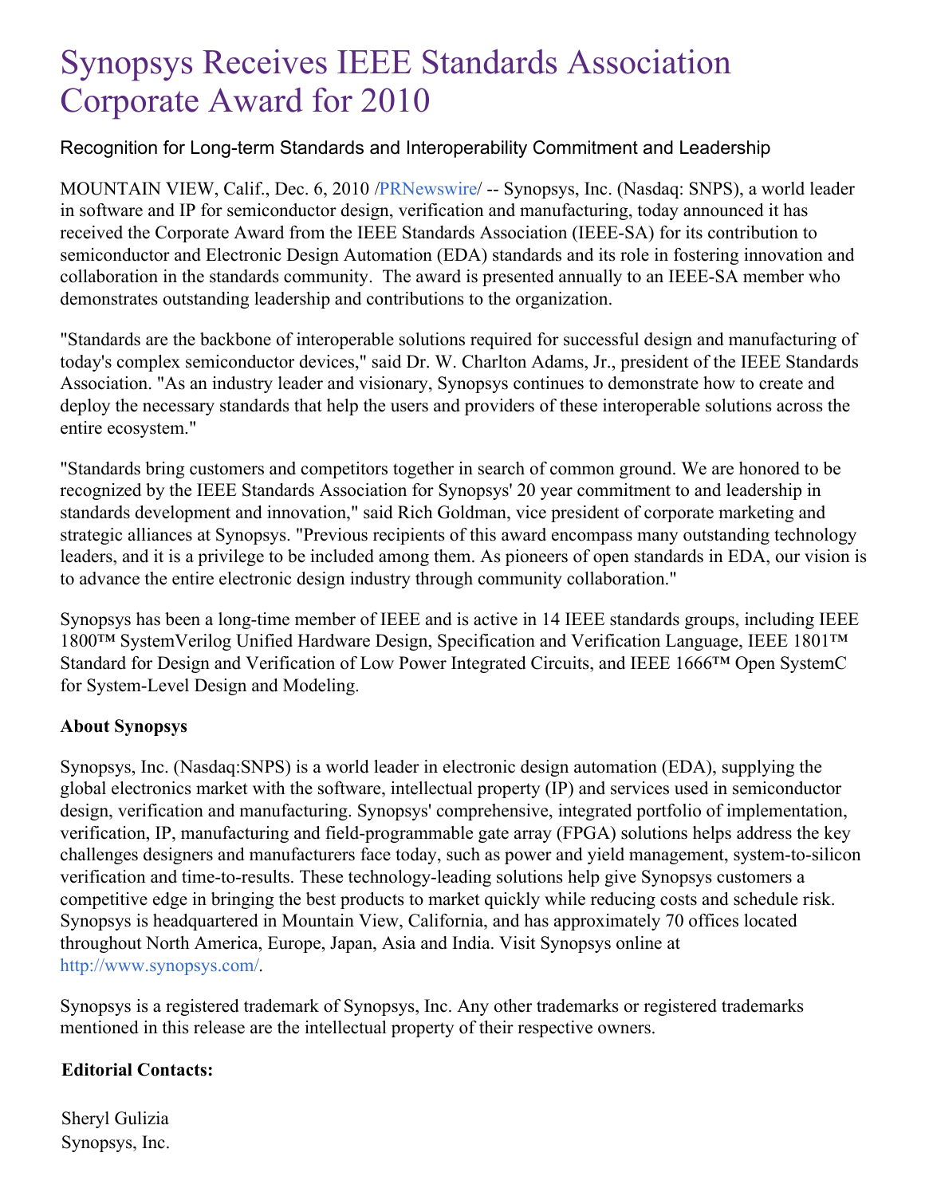# Synopsys Receives IEEE Standards Association Corporate Award for 2010

Recognition for Long-term Standards and Interoperability Commitment and Leadership

MOUNTAIN VIEW, Calif., Dec. 6, 2010 /PRNewswire/ -- Synopsys, Inc. (Nasdaq: SNPS), a world leader in software and IP for semiconductor design, verification and manufacturing, today announced it has received the Corporate Award from the IEEE Standards Association (IEEE-SA) for its contribution to semiconductor and Electronic Design Automation (EDA) standards and its role in fostering innovation and collaboration in the standards community. The award is presented annually to an IEEE-SA member who demonstrates outstanding leadership and contributions to the organization.

"Standards are the backbone of interoperable solutions required for successful design and manufacturing of today's complex semiconductor devices," said Dr. W. Charlton Adams, Jr., president of the IEEE Standards Association. "As an industry leader and visionary, Synopsys continues to demonstrate how to create and deploy the necessary standards that help the users and providers of these interoperable solutions across the entire ecosystem."

"Standards bring customers and competitors together in search of common ground. We are honored to be recognized by the IEEE Standards Association for Synopsys' 20 year commitment to and leadership in standards development and innovation," said Rich Goldman, vice president of corporate marketing and strategic alliances at Synopsys. "Previous recipients of this award encompass many outstanding technology leaders, and it is a privilege to be included among them. As pioneers of open standards in EDA, our vision is to advance the entire electronic design industry through community collaboration."

Synopsys has been a long-time member of IEEE and is active in 14 IEEE standards groups, including IEEE 1800™ SystemVerilog Unified Hardware Design, Specification and Verification Language, IEEE 1801™ Standard for Design and Verification of Low Power Integrated Circuits, and IEEE 1666™ Open SystemC for System-Level Design and Modeling.

**About Synopsys**

Synopsys, Inc. (Nasdaq:SNPS) is a world leader in electronic design automation (EDA), supplying the global electronics market with the software, intellectual property (IP) and services used in semiconductor design, verification and manufacturing. Synopsys' comprehensive, integrated portfolio of implementation, verification, IP, manufacturing and field-programmable gate array (FPGA) solutions helps address the key challenges designers and manufacturers face today, such as power and yield management, system-to-silicon verification and time-to-results. These technology-leading solutions help give Synopsys customers a competitive edge in bringing the best products to market quickly while reducing costs and schedule risk. Synopsys is headquartered in Mountain View, California, and has approximately 70 offices located throughout North America, Europe, Japan, Asia and India. Visit Synopsys online at http://www.synopsys.com/.

Synopsys is a registered trademark of Synopsys, Inc. Any other trademarks or registered trademarks mentioned in this release are the intellectual property of their respective owners.

**Editorial Contacts:**

Sheryl Gulizia
Synopsys, Inc.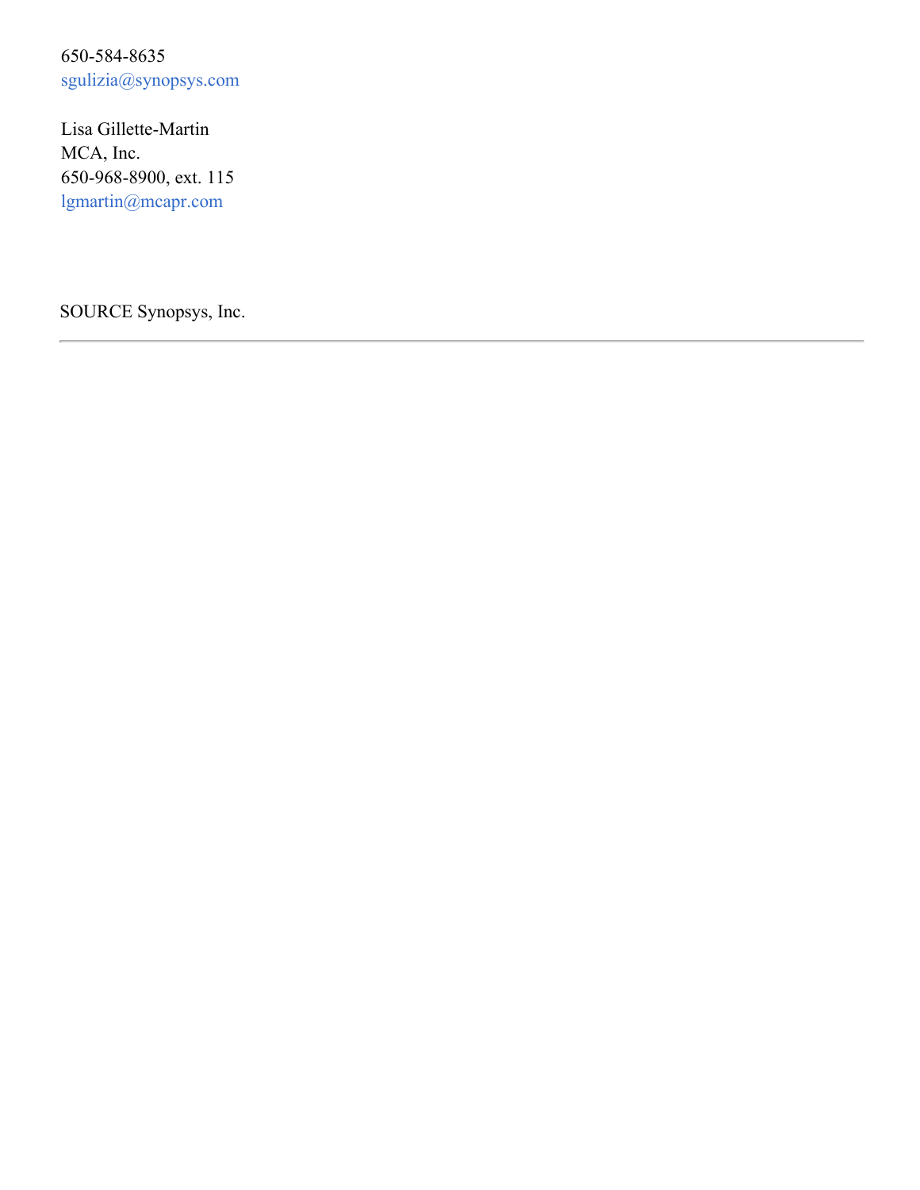650-584-8635
sgulizia@synopsys.com

Lisa Gillette-Martin
MCA, Inc.
650-968-8900, ext. 115
lgmartin@mcapr.com

SOURCE Synopsys, Inc.

---